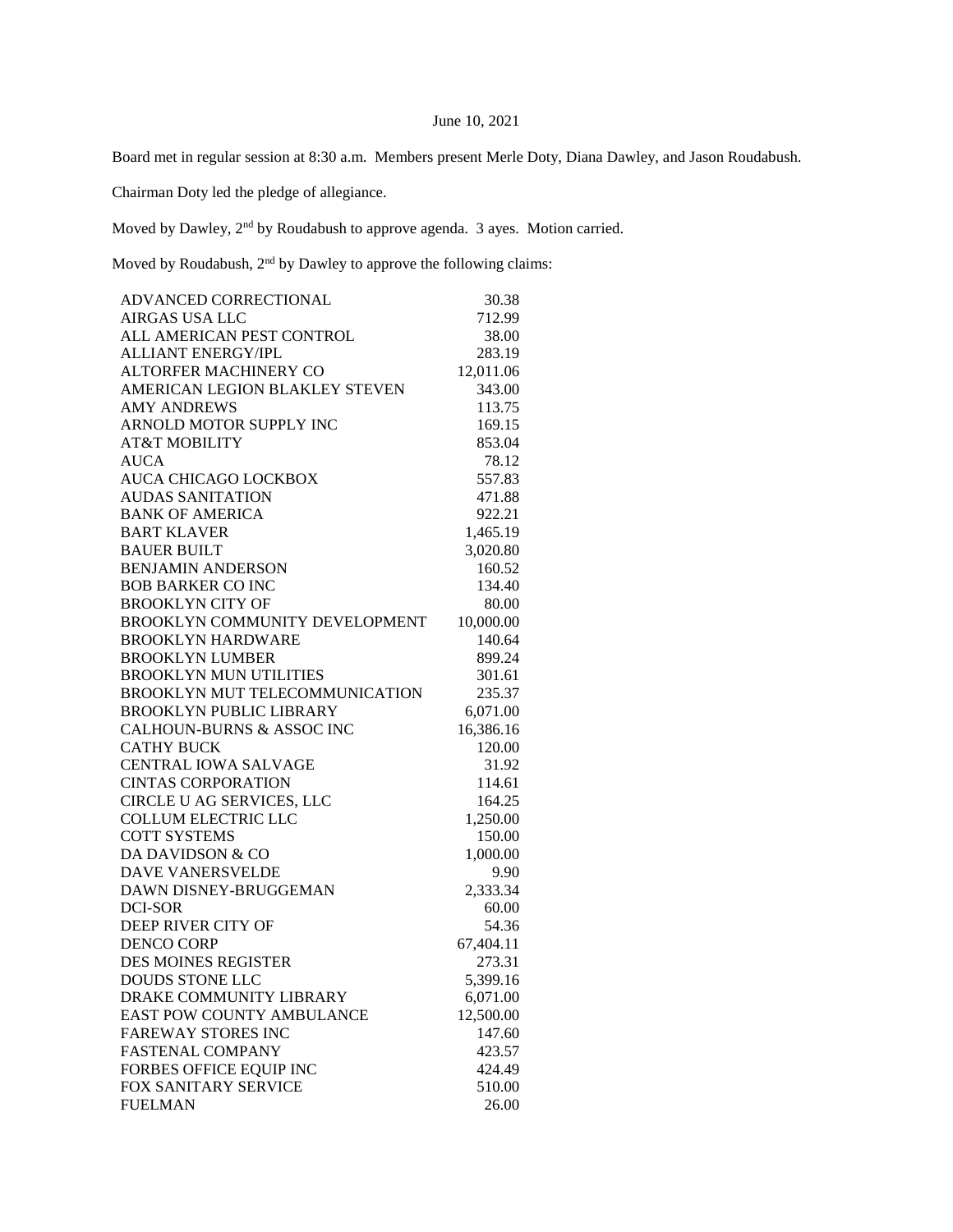June 10, 2021

Board met in regular session at 8:30 a.m. Members present Merle Doty, Diana Dawley, and Jason Roudabush.

Chairman Doty led the pledge of allegiance.

Moved by Dawley, 2nd by Roudabush to approve agenda. 3 ayes. Motion carried.

Moved by Roudabush, 2nd by Dawley to approve the following claims:

| | |
|---|---|
| ADVANCED CORRECTIONAL | 30.38 |
| AIRGAS USA LLC | 712.99 |
| ALL AMERICAN PEST CONTROL | 38.00 |
| ALLIANT ENERGY/IPL | 283.19 |
| ALTORFER MACHINERY CO | 12,011.06 |
| AMERICAN LEGION BLAKLEY STEVEN | 343.00 |
| AMY ANDREWS | 113.75 |
| ARNOLD MOTOR SUPPLY INC | 169.15 |
| AT&T MOBILITY | 853.04 |
| AUCA | 78.12 |
| AUCA CHICAGO LOCKBOX | 557.83 |
| AUDAS SANITATION | 471.88 |
| BANK OF AMERICA | 922.21 |
| BART KLAVER | 1,465.19 |
| BAUER BUILT | 3,020.80 |
| BENJAMIN ANDERSON | 160.52 |
| BOB BARKER CO INC | 134.40 |
| BROOKLYN CITY OF | 80.00 |
| BROOKLYN COMMUNITY DEVELOPMENT | 10,000.00 |
| BROOKLYN HARDWARE | 140.64 |
| BROOKLYN LUMBER | 899.24 |
| BROOKLYN MUN UTILITIES | 301.61 |
| BROOKLYN MUT TELECOMMUNICATION | 235.37 |
| BROOKLYN PUBLIC LIBRARY | 6,071.00 |
| CALHOUN-BURNS & ASSOC INC | 16,386.16 |
| CATHY BUCK | 120.00 |
| CENTRAL IOWA SALVAGE | 31.92 |
| CINTAS CORPORATION | 114.61 |
| CIRCLE U AG SERVICES, LLC | 164.25 |
| COLLUM ELECTRIC LLC | 1,250.00 |
| COTT SYSTEMS | 150.00 |
| DA DAVIDSON & CO | 1,000.00 |
| DAVE VANERSVELDE | 9.90 |
| DAWN DISNEY-BRUGGEMAN | 2,333.34 |
| DCI-SOR | 60.00 |
| DEEP RIVER CITY OF | 54.36 |
| DENCO CORP | 67,404.11 |
| DES MOINES REGISTER | 273.31 |
| DOUDS STONE LLC | 5,399.16 |
| DRAKE COMMUNITY LIBRARY | 6,071.00 |
| EAST POW COUNTY AMBULANCE | 12,500.00 |
| FAREWAY STORES INC | 147.60 |
| FASTENAL COMPANY | 423.57 |
| FORBES OFFICE EQUIP INC | 424.49 |
| FOX SANITARY SERVICE | 510.00 |
| FUELMAN | 26.00 |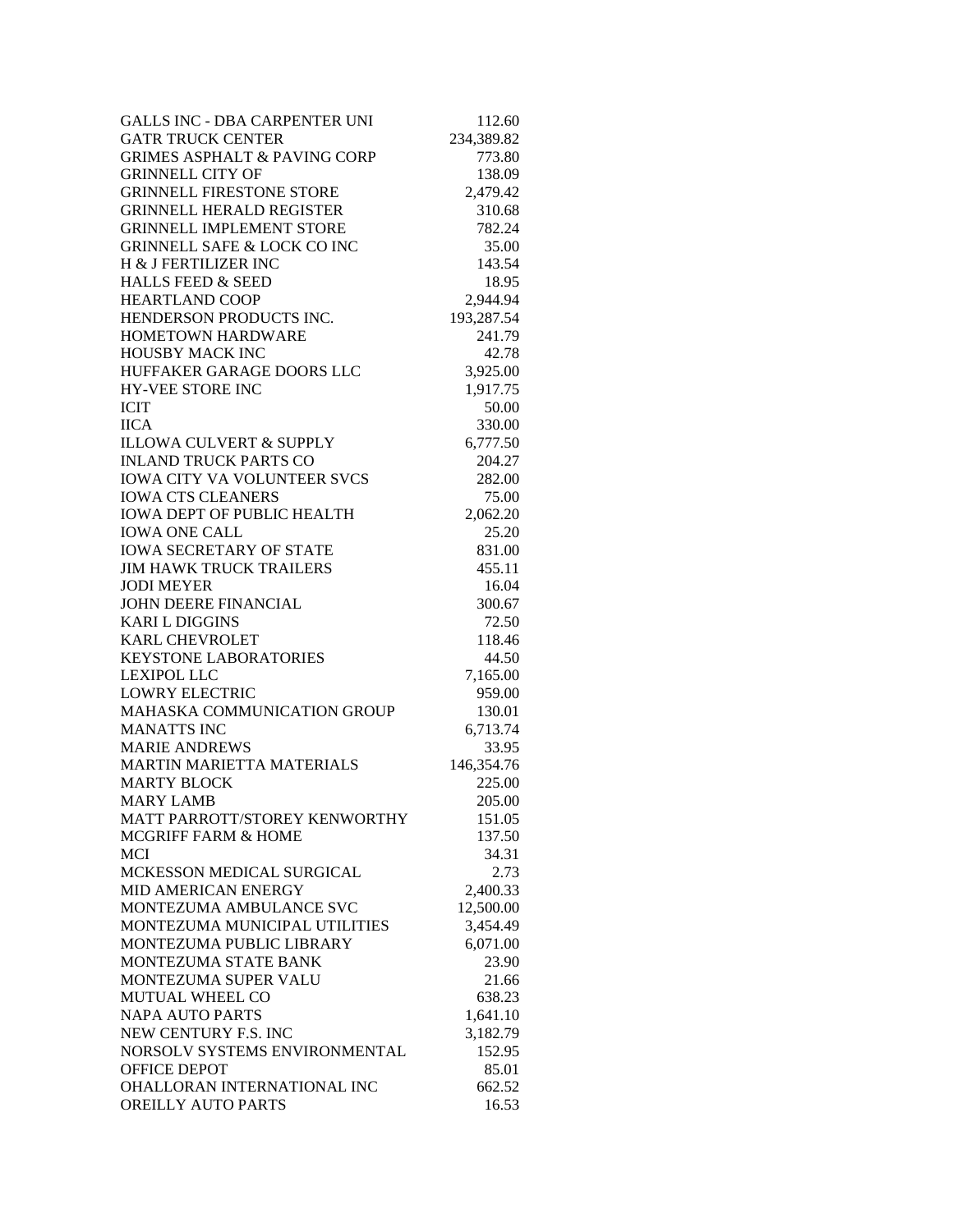| | |
|---|---:|
| GALLS INC - DBA CARPENTER UNI | 112.60 |
| GATR TRUCK CENTER | 234,389.82 |
| GRIMES ASPHALT & PAVING CORP | 773.80 |
| GRINNELL CITY OF | 138.09 |
| GRINNELL FIRESTONE STORE | 2,479.42 |
| GRINNELL HERALD REGISTER | 310.68 |
| GRINNELL IMPLEMENT STORE | 782.24 |
| GRINNELL SAFE & LOCK CO INC | 35.00 |
| H & J FERTILIZER INC | 143.54 |
| HALLS FEED & SEED | 18.95 |
| HEARTLAND COOP | 2,944.94 |
| HENDERSON PRODUCTS INC. | 193,287.54 |
| HOMETOWN HARDWARE | 241.79 |
| HOUSBY MACK INC | 42.78 |
| HUFFAKER GARAGE DOORS LLC | 3,925.00 |
| HY-VEE STORE INC | 1,917.75 |
| ICIT | 50.00 |
| IICA | 330.00 |
| ILLOWA CULVERT & SUPPLY | 6,777.50 |
| INLAND TRUCK PARTS CO | 204.27 |
| IOWA CITY VA VOLUNTEER SVCS | 282.00 |
| IOWA CTS CLEANERS | 75.00 |
| IOWA DEPT OF PUBLIC HEALTH | 2,062.20 |
| IOWA ONE CALL | 25.20 |
| IOWA SECRETARY OF STATE | 831.00 |
| JIM HAWK TRUCK TRAILERS | 455.11 |
| JODI MEYER | 16.04 |
| JOHN DEERE FINANCIAL | 300.67 |
| KARI L DIGGINS | 72.50 |
| KARL CHEVROLET | 118.46 |
| KEYSTONE LABORATORIES | 44.50 |
| LEXIPOL LLC | 7,165.00 |
| LOWRY ELECTRIC | 959.00 |
| MAHASKA COMMUNICATION GROUP | 130.01 |
| MANATTS INC | 6,713.74 |
| MARIE ANDREWS | 33.95 |
| MARTIN MARIETTA MATERIALS | 146,354.76 |
| MARTY BLOCK | 225.00 |
| MARY LAMB | 205.00 |
| MATT PARROTT/STOREY KENWORTHY | 151.05 |
| MCGRIFF FARM & HOME | 137.50 |
| MCI | 34.31 |
| MCKESSON MEDICAL SURGICAL | 2.73 |
| MID AMERICAN ENERGY | 2,400.33 |
| MONTEZUMA AMBULANCE SVC | 12,500.00 |
| MONTEZUMA MUNICIPAL UTILITIES | 3,454.49 |
| MONTEZUMA PUBLIC LIBRARY | 6,071.00 |
| MONTEZUMA STATE BANK | 23.90 |
| MONTEZUMA SUPER VALU | 21.66 |
| MUTUAL WHEEL CO | 638.23 |
| NAPA AUTO PARTS | 1,641.10 |
| NEW CENTURY F.S. INC | 3,182.79 |
| NORSOLV SYSTEMS ENVIRONMENTAL | 152.95 |
| OFFICE DEPOT | 85.01 |
| OHALLORAN INTERNATIONAL INC | 662.52 |
| OREILLY AUTO PARTS | 16.53 |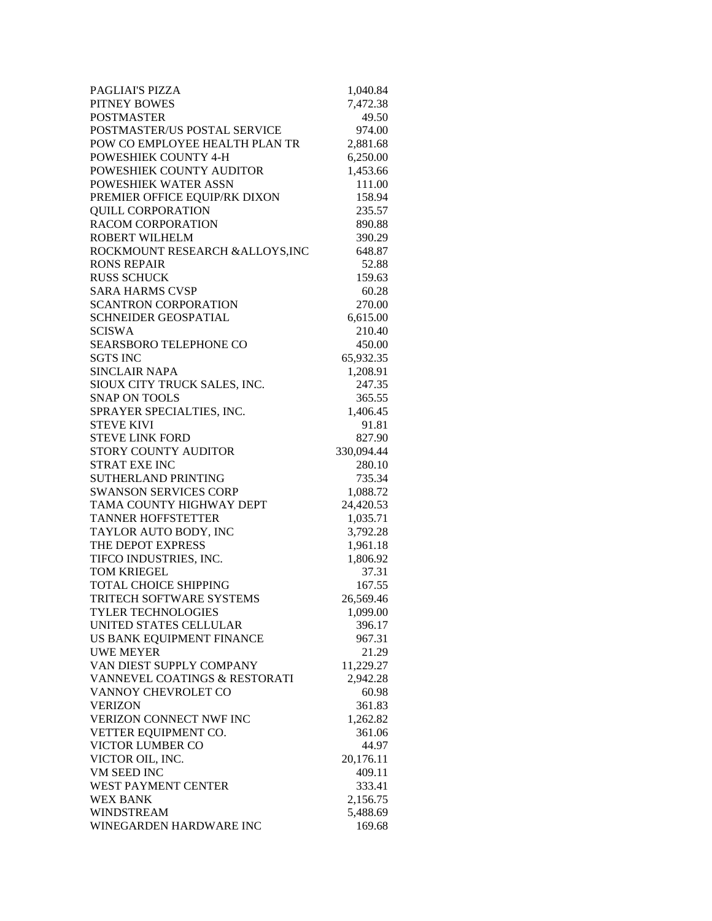| | |
|---|---|
| PAGLIAI'S PIZZA | 1,040.84 |
| PITNEY BOWES | 7,472.38 |
| POSTMASTER | 49.50 |
| POSTMASTER/US POSTAL SERVICE | 974.00 |
| POW CO EMPLOYEE HEALTH PLAN TR | 2,881.68 |
| POWESHIEK COUNTY 4-H | 6,250.00 |
| POWESHIEK COUNTY AUDITOR | 1,453.66 |
| POWESHIEK WATER ASSN | 111.00 |
| PREMIER OFFICE EQUIP/RK DIXON | 158.94 |
| QUILL CORPORATION | 235.57 |
| RACOM CORPORATION | 890.88 |
| ROBERT WILHELM | 390.29 |
| ROCKMOUNT RESEARCH &ALLOYS,INC | 648.87 |
| RONS REPAIR | 52.88 |
| RUSS SCHUCK | 159.63 |
| SARA HARMS CVSP | 60.28 |
| SCANTRON CORPORATION | 270.00 |
| SCHNEIDER GEOSPATIAL | 6,615.00 |
| SCISWA | 210.40 |
| SEARSBORO TELEPHONE CO | 450.00 |
| SGTS INC | 65,932.35 |
| SINCLAIR NAPA | 1,208.91 |
| SIOUX CITY TRUCK SALES, INC. | 247.35 |
| SNAP ON TOOLS | 365.55 |
| SPRAYER SPECIALTIES, INC. | 1,406.45 |
| STEVE KIVI | 91.81 |
| STEVE LINK FORD | 827.90 |
| STORY COUNTY AUDITOR | 330,094.44 |
| STRAT EXE INC | 280.10 |
| SUTHERLAND PRINTING | 735.34 |
| SWANSON SERVICES CORP | 1,088.72 |
| TAMA COUNTY HIGHWAY DEPT | 24,420.53 |
| TANNER HOFFSTETTER | 1,035.71 |
| TAYLOR AUTO BODY, INC | 3,792.28 |
| THE DEPOT EXPRESS | 1,961.18 |
| TIFCO INDUSTRIES, INC. | 1,806.92 |
| TOM KRIEGEL | 37.31 |
| TOTAL CHOICE SHIPPING | 167.55 |
| TRITECH SOFTWARE SYSTEMS | 26,569.46 |
| TYLER TECHNOLOGIES | 1,099.00 |
| UNITED STATES CELLULAR | 396.17 |
| US BANK EQUIPMENT FINANCE | 967.31 |
| UWE MEYER | 21.29 |
| VAN DIEST SUPPLY COMPANY | 11,229.27 |
| VANNEVEL COATINGS & RESTORATI | 2,942.28 |
| VANNOY CHEVROLET CO | 60.98 |
| VERIZON | 361.83 |
| VERIZON CONNECT NWF INC | 1,262.82 |
| VETTER EQUIPMENT CO. | 361.06 |
| VICTOR LUMBER CO | 44.97 |
| VICTOR OIL, INC. | 20,176.11 |
| VM SEED INC | 409.11 |
| WEST PAYMENT CENTER | 333.41 |
| WEX BANK | 2,156.75 |
| WINDSTREAM | 5,488.69 |
| WINEGARDEN HARDWARE INC | 169.68 |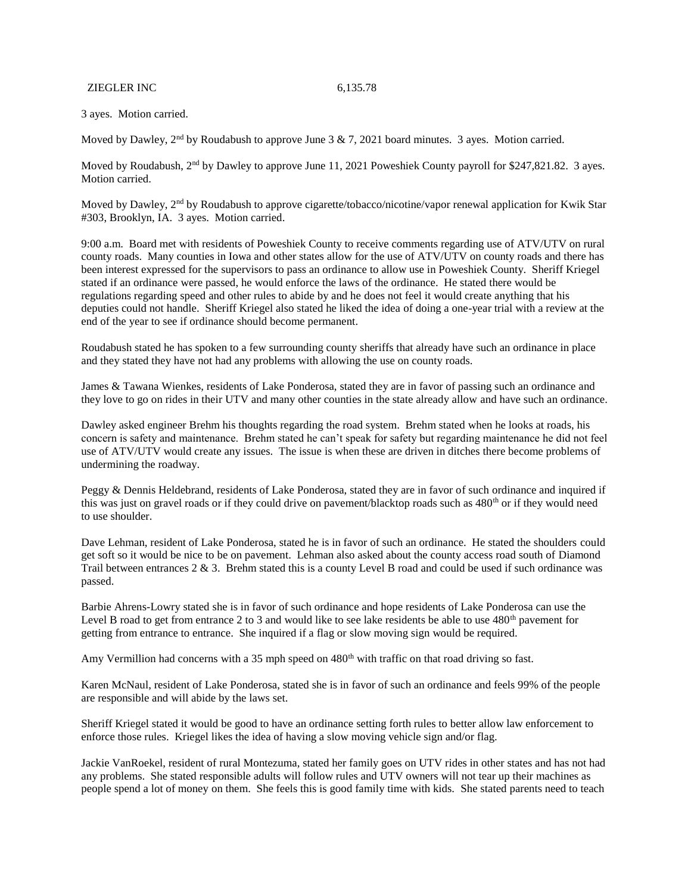| ZIEGLER INC | 6,135.78 |
|---|---|

3 ayes. Motion carried.

Moved by Dawley, 2nd by Roudabush to approve June 3 & 7, 2021 board minutes. 3 ayes. Motion carried.

Moved by Roudabush, 2nd by Dawley to approve June 11, 2021 Poweshiek County payroll for $247,821.82. 3 ayes. Motion carried.

Moved by Dawley, 2nd by Roudabush to approve cigarette/tobacco/nicotine/vapor renewal application for Kwik Star #303, Brooklyn, IA. 3 ayes. Motion carried.

9:00 a.m. Board met with residents of Poweshiek County to receive comments regarding use of ATV/UTV on rural county roads. Many counties in Iowa and other states allow for the use of ATV/UTV on county roads and there has been interest expressed for the supervisors to pass an ordinance to allow use in Poweshiek County. Sheriff Kriegel stated if an ordinance were passed, he would enforce the laws of the ordinance. He stated there would be regulations regarding speed and other rules to abide by and he does not feel it would create anything that his deputies could not handle. Sheriff Kriegel also stated he liked the idea of doing a one-year trial with a review at the end of the year to see if ordinance should become permanent.

Roudabush stated he has spoken to a few surrounding county sheriffs that already have such an ordinance in place and they stated they have not had any problems with allowing the use on county roads.

James & Tawana Wienkes, residents of Lake Ponderosa, stated they are in favor of passing such an ordinance and they love to go on rides in their UTV and many other counties in the state already allow and have such an ordinance.

Dawley asked engineer Brehm his thoughts regarding the road system. Brehm stated when he looks at roads, his concern is safety and maintenance. Brehm stated he can't speak for safety but regarding maintenance he did not feel use of ATV/UTV would create any issues. The issue is when these are driven in ditches there become problems of undermining the roadway.

Peggy & Dennis Heldebrand, residents of Lake Ponderosa, stated they are in favor of such ordinance and inquired if this was just on gravel roads or if they could drive on pavement/blacktop roads such as 480th or if they would need to use shoulder.

Dave Lehman, resident of Lake Ponderosa, stated he is in favor of such an ordinance. He stated the shoulders could get soft so it would be nice to be on pavement. Lehman also asked about the county access road south of Diamond Trail between entrances 2 & 3. Brehm stated this is a county Level B road and could be used if such ordinance was passed.

Barbie Ahrens-Lowry stated she is in favor of such ordinance and hope residents of Lake Ponderosa can use the Level B road to get from entrance 2 to 3 and would like to see lake residents be able to use 480th pavement for getting from entrance to entrance. She inquired if a flag or slow moving sign would be required.

Amy Vermillion had concerns with a 35 mph speed on 480th with traffic on that road driving so fast.

Karen McNaul, resident of Lake Ponderosa, stated she is in favor of such an ordinance and feels 99% of the people are responsible and will abide by the laws set.

Sheriff Kriegel stated it would be good to have an ordinance setting forth rules to better allow law enforcement to enforce those rules. Kriegel likes the idea of having a slow moving vehicle sign and/or flag.

Jackie VanRoekel, resident of rural Montezuma, stated her family goes on UTV rides in other states and has not had any problems. She stated responsible adults will follow rules and UTV owners will not tear up their machines as people spend a lot of money on them. She feels this is good family time with kids. She stated parents need to teach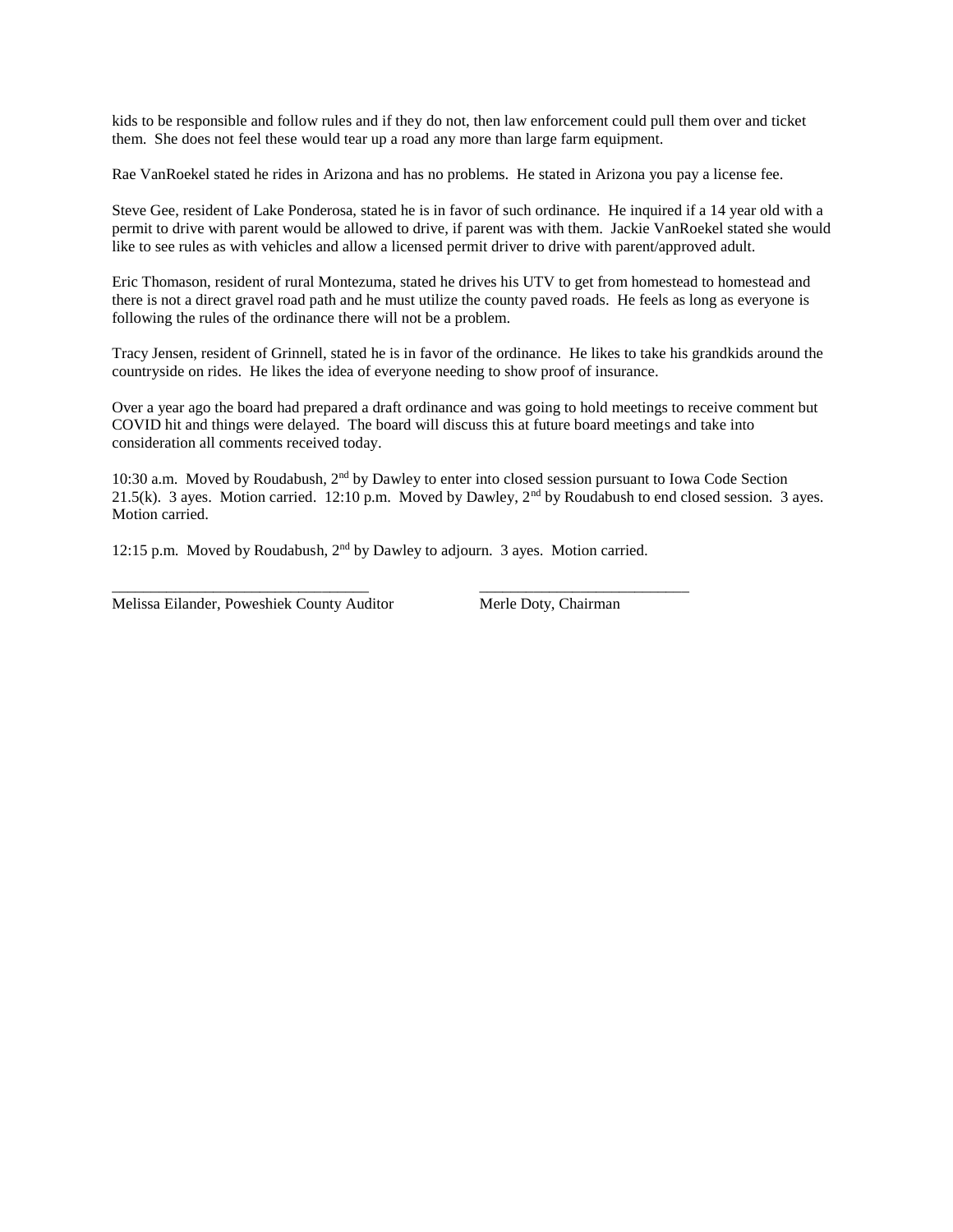kids to be responsible and follow rules and if they do not, then law enforcement could pull them over and ticket them. She does not feel these would tear up a road any more than large farm equipment.

Rae VanRoekel stated he rides in Arizona and has no problems. He stated in Arizona you pay a license fee.

Steve Gee, resident of Lake Ponderosa, stated he is in favor of such ordinance. He inquired if a 14 year old with a permit to drive with parent would be allowed to drive, if parent was with them. Jackie VanRoekel stated she would like to see rules as with vehicles and allow a licensed permit driver to drive with parent/approved adult.

Eric Thomason, resident of rural Montezuma, stated he drives his UTV to get from homestead to homestead and there is not a direct gravel road path and he must utilize the county paved roads. He feels as long as everyone is following the rules of the ordinance there will not be a problem.

Tracy Jensen, resident of Grinnell, stated he is in favor of the ordinance. He likes to take his grandkids around the countryside on rides. He likes the idea of everyone needing to show proof of insurance.

Over a year ago the board had prepared a draft ordinance and was going to hold meetings to receive comment but COVID hit and things were delayed. The board will discuss this at future board meetings and take into consideration all comments received today.

10:30 a.m. Moved by Roudabush, 2nd by Dawley to enter into closed session pursuant to Iowa Code Section 21.5(k). 3 ayes. Motion carried. 12:10 p.m. Moved by Dawley, 2nd by Roudabush to end closed session. 3 ayes. Motion carried.

12:15 p.m. Moved by Roudabush, 2nd by Dawley to adjourn. 3 ayes. Motion carried.

\_\_\_\_\_\_\_\_\_\_\_\_\_\_\_\_\_\_\_\_\_\_\_\_\_\_\_\_\_\_\_\_\_\_
Melissa Eilander, Poweshiek County Auditor

\_\_\_\_\_\_\_\_\_\_\_\_\_\_\_\_\_\_\_\_\_\_\_\_\_\_\_\_\_\_\_\_\_\_
Merle Doty, Chairman